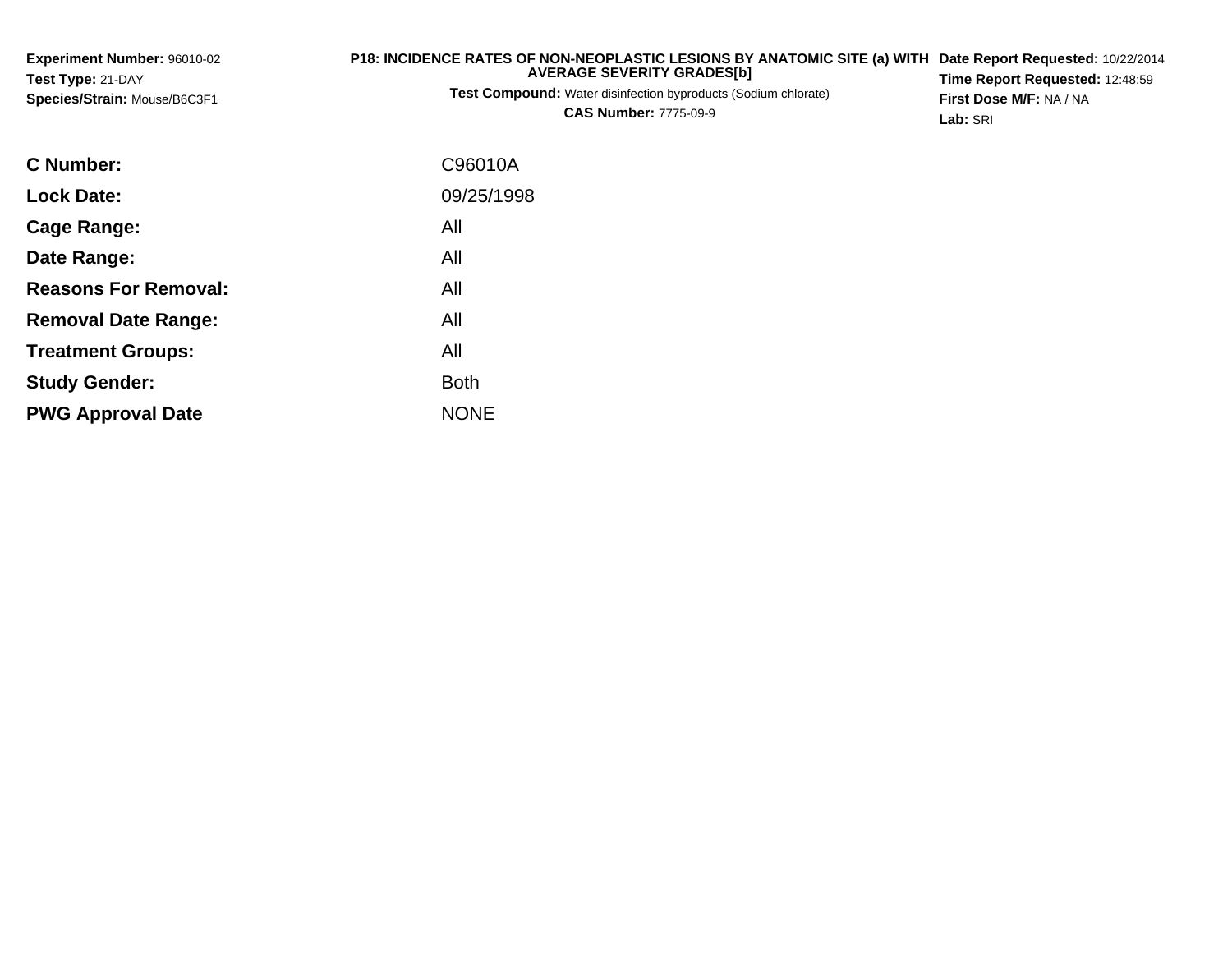**Experiment Number:** 96010-02
**Test Type:** 21-DAY
**Species/Strain:** Mouse/B6C3F1

**P18: INCIDENCE RATES OF NON-NEOPLASTIC LESIONS BY ANATOMIC SITE (a) WITH AVERAGE SEVERITY GRADES[b]**
**Test Compound:** Water disinfection byproducts (Sodium chlorate)
**CAS Number:** 7775-09-9

**Date Report Requested:** 10/22/2014
**Time Report Requested:** 12:48:59
**First Dose M/F:** NA / NA
**Lab:** SRI

| | |
|---|---|
| **C Number:** | C96010A |
| **Lock Date:** | 09/25/1998 |
| **Cage Range:** | All |
| **Date Range:** | All |
| **Reasons For Removal:** | All |
| **Removal Date Range:** | All |
| **Treatment Groups:** | All |
| **Study Gender:** | Both |
| **PWG Approval Date** | NONE |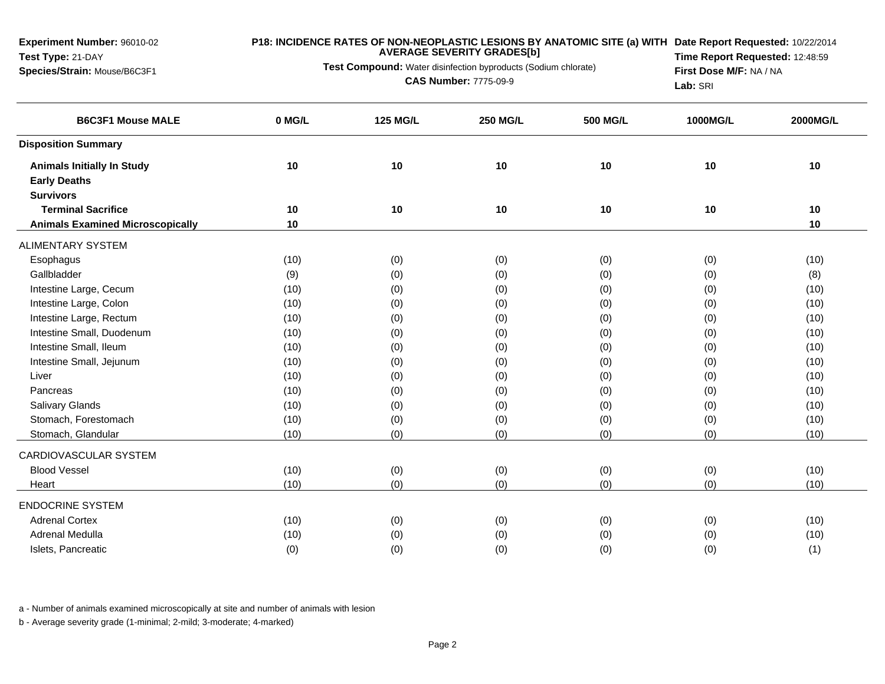**Experiment Number:** 96010-02
**Test Type:** 21-DAY
**Species/Strain:** Mouse/B6C3F1

**P18: INCIDENCE RATES OF NON-NEOPLASTIC LESIONS BY ANATOMIC SITE (a) WITH AVERAGE SEVERITY GRADES[b]**

**Test Compound:** Water disinfection byproducts (Sodium chlorate)

**CAS Number:** 7775-09-9

**Date Report Requested:** 10/22/2014
**Time Report Requested:** 12:48:59
**First Dose M/F:** NA / NA
**Lab:** SRI

| B6C3F1 Mouse MALE | 0 MG/L | 125 MG/L | 250 MG/L | 500 MG/L | 1000MG/L | 2000MG/L |
|---|---|---|---|---|---|---|
| **Disposition Summary** | | | | | | |
| **Animals Initially In Study** | 10 | 10 | 10 | 10 | 10 | 10 |
| **Early Deaths** | | | | | | |
| **Survivors** | | | | | | |
| **Terminal Sacrifice** | 10 | 10 | 10 | 10 | 10 | 10 |
| **Animals Examined Microscopically** | 10 | | | | | 10 |
| ALIMENTARY SYSTEM | | | | | | |
| Esophagus | (10) | (0) | (0) | (0) | (0) | (10) |
| Gallbladder | (9) | (0) | (0) | (0) | (0) | (8) |
| Intestine Large, Cecum | (10) | (0) | (0) | (0) | (0) | (10) |
| Intestine Large, Colon | (10) | (0) | (0) | (0) | (0) | (10) |
| Intestine Large, Rectum | (10) | (0) | (0) | (0) | (0) | (10) |
| Intestine Small, Duodenum | (10) | (0) | (0) | (0) | (0) | (10) |
| Intestine Small, Ileum | (10) | (0) | (0) | (0) | (0) | (10) |
| Intestine Small, Jejunum | (10) | (0) | (0) | (0) | (0) | (10) |
| Liver | (10) | (0) | (0) | (0) | (0) | (10) |
| Pancreas | (10) | (0) | (0) | (0) | (0) | (10) |
| Salivary Glands | (10) | (0) | (0) | (0) | (0) | (10) |
| Stomach, Forestomach | (10) | (0) | (0) | (0) | (0) | (10) |
| Stomach, Glandular | (10) | (0) | (0) | (0) | (0) | (10) |
| CARDIOVASCULAR SYSTEM | | | | | | |
| Blood Vessel | (10) | (0) | (0) | (0) | (0) | (10) |
| Heart | (10) | (0) | (0) | (0) | (0) | (10) |
| ENDOCRINE SYSTEM | | | | | | |
| Adrenal Cortex | (10) | (0) | (0) | (0) | (0) | (10) |
| Adrenal Medulla | (10) | (0) | (0) | (0) | (0) | (10) |
| Islets, Pancreatic | (0) | (0) | (0) | (0) | (0) | (1) |

a - Number of animals examined microscopically at site and number of animals with lesion

b - Average severity grade (1-minimal; 2-mild; 3-moderate; 4-marked)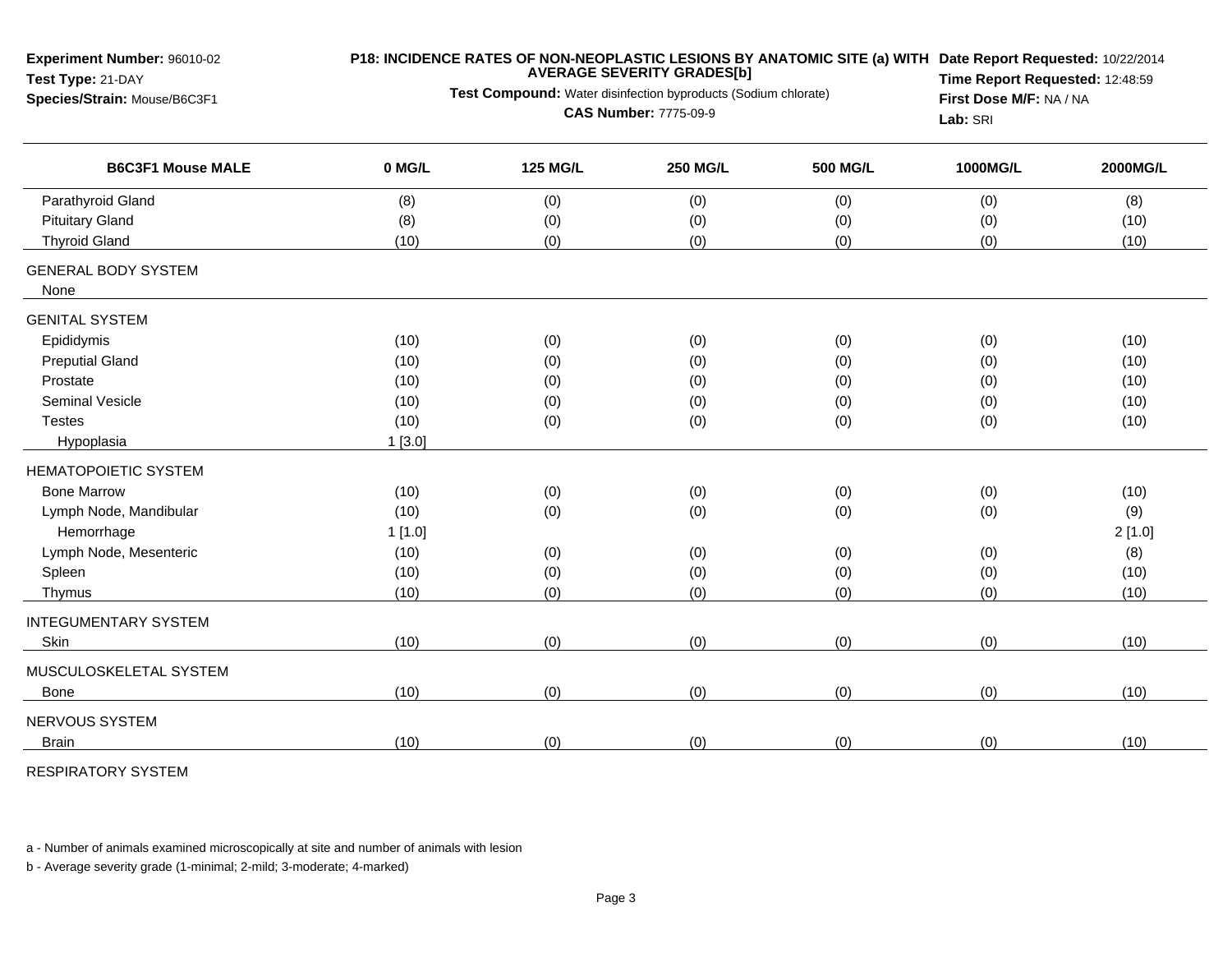**Experiment Number:** 96010-02
**Test Type:** 21-DAY
**Species/Strain:** Mouse/B6C3F1

**P18: INCIDENCE RATES OF NON-NEOPLASTIC LESIONS BY ANATOMIC SITE (a) WITH AVERAGE SEVERITY GRADES[b]**

**Test Compound:** Water disinfection byproducts (Sodium chlorate)
**CAS Number:** 7775-09-9

**Date Report Requested:** 10/22/2014
**Time Report Requested:** 12:48:59
**First Dose M/F:** NA / NA
**Lab:** SRI

| B6C3F1 Mouse MALE | 0 MG/L | 125 MG/L | 250 MG/L | 500 MG/L | 1000MG/L | 2000MG/L |
|---|---|---|---|---|---|---|
| Parathyroid Gland | (8) | (0) | (0) | (0) | (0) | (8) |
| Pituitary Gland | (8) | (0) | (0) | (0) | (0) | (10) |
| Thyroid Gland | (10) | (0) | (0) | (0) | (0) | (10) |
| GENERAL BODY SYSTEM | | | | | | |
| None | | | | | | |
| GENITAL SYSTEM | | | | | | |
| Epididymis | (10) | (0) | (0) | (0) | (0) | (10) |
| Preputial Gland | (10) | (0) | (0) | (0) | (0) | (10) |
| Prostate | (10) | (0) | (0) | (0) | (0) | (10) |
| Seminal Vesicle | (10) | (0) | (0) | (0) | (0) | (10) |
| Testes | (10) | (0) | (0) | (0) | (0) | (10) |
| Hypoplasia | 1 [3.0] | | | | | |
| HEMATOPOIETIC SYSTEM | | | | | | |
| Bone Marrow | (10) | (0) | (0) | (0) | (0) | (10) |
| Lymph Node, Mandibular | (10) | (0) | (0) | (0) | (0) | (9) |
| Hemorrhage | 1 [1.0] | | | | | 2 [1.0] |
| Lymph Node, Mesenteric | (10) | (0) | (0) | (0) | (0) | (8) |
| Spleen | (10) | (0) | (0) | (0) | (0) | (10) |
| Thymus | (10) | (0) | (0) | (0) | (0) | (10) |
| INTEGUMENTARY SYSTEM | | | | | | |
| Skin | (10) | (0) | (0) | (0) | (0) | (10) |
| MUSCULOSKELETAL SYSTEM | | | | | | |
| Bone | (10) | (0) | (0) | (0) | (0) | (10) |
| NERVOUS SYSTEM | | | | | | |
| Brain | (10) | (0) | (0) | (0) | (0) | (10) |
| RESPIRATORY SYSTEM | | | | | | |

a - Number of animals examined microscopically at site and number of animals with lesion

b - Average severity grade (1-minimal; 2-mild; 3-moderate; 4-marked)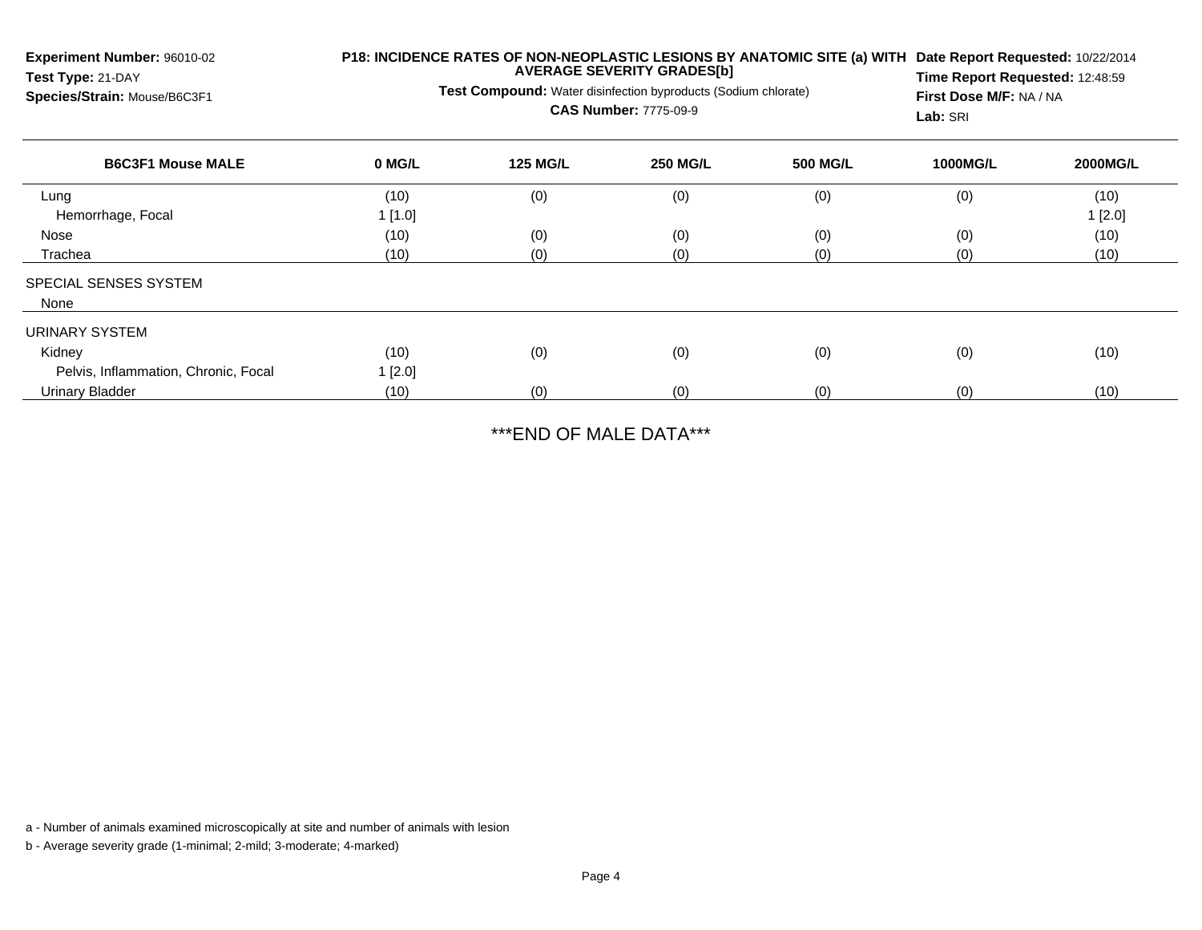**Experiment Number:** 96010-02
**Test Type:** 21-DAY
**Species/Strain:** Mouse/B6C3F1

**P18: INCIDENCE RATES OF NON-NEOPLASTIC LESIONS BY ANATOMIC SITE (a) WITH AVERAGE SEVERITY GRADES[b]**

**Test Compound:** Water disinfection byproducts (Sodium chlorate)
**CAS Number:** 7775-09-9

**Date Report Requested:** 10/22/2014
**Time Report Requested:** 12:48:59
**First Dose M/F:** NA / NA
**Lab:** SRI

| B6C3F1 Mouse MALE | 0 MG/L | 125 MG/L | 250 MG/L | 500 MG/L | 1000MG/L | 2000MG/L |
|---|---|---|---|---|---|---|
| Lung | (10) | (0) | (0) | (0) | (0) | (10) |
| Hemorrhage, Focal | 1 [1.0] | | | | | 1 [2.0] |
| Nose | (10) | (0) | (0) | (0) | (0) | (10) |
| Trachea | (10) | (0) | (0) | (0) | (0) | (10) |
| SPECIAL SENSES SYSTEM | | | | | | |
| None | | | | | | |
| URINARY SYSTEM | | | | | | |
| Kidney | (10) | (0) | (0) | (0) | (0) | (10) |
| Pelvis, Inflammation, Chronic, Focal | 1 [2.0] | | | | | |
| Urinary Bladder | (10) | (0) | (0) | (0) | (0) | (10) |

***END OF MALE DATA***

a - Number of animals examined microscopically at site and number of animals with lesion

b - Average severity grade (1-minimal; 2-mild; 3-moderate; 4-marked)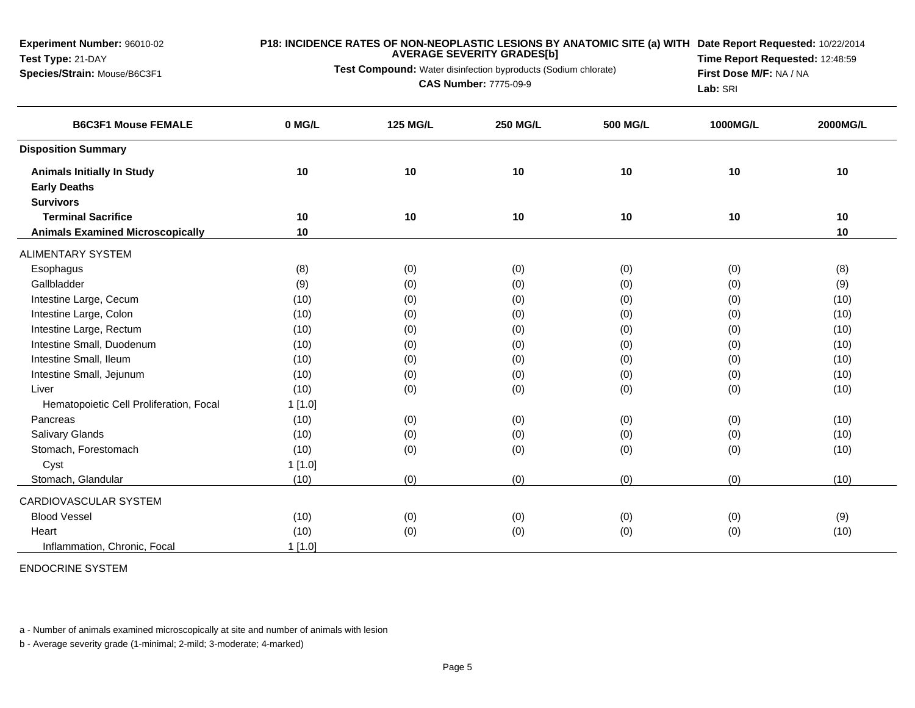**Experiment Number:** 96010-02
**Test Type:** 21-DAY
**Species/Strain:** Mouse/B6C3F1

**P18: INCIDENCE RATES OF NON-NEOPLASTIC LESIONS BY ANATOMIC SITE (a) WITH AVERAGE SEVERITY GRADES[b]**

**Test Compound:** Water disinfection byproducts (Sodium chlorate)

**CAS Number:** 7775-09-9

**Date Report Requested:** 10/22/2014
**Time Report Requested:** 12:48:59
**First Dose M/F:** NA / NA
**Lab:** SRI

| B6C3F1 Mouse FEMALE | 0 MG/L | 125 MG/L | 250 MG/L | 500 MG/L | 1000MG/L | 2000MG/L |
|---|---|---|---|---|---|---|
| **Disposition Summary** | | | | | | |
| **Animals Initially In Study** | 10 | 10 | 10 | 10 | 10 | 10 |
| **Early Deaths** | | | | | | |
| **Survivors** | | | | | | |
| **Terminal Sacrifice** | 10 | 10 | 10 | 10 | 10 | 10 |
| **Animals Examined Microscopically** | 10 | | | | | 10 |
| ALIMENTARY SYSTEM | | | | | | |
| Esophagus | (8) | (0) | (0) | (0) | (0) | (8) |
| Gallbladder | (9) | (0) | (0) | (0) | (0) | (9) |
| Intestine Large, Cecum | (10) | (0) | (0) | (0) | (0) | (10) |
| Intestine Large, Colon | (10) | (0) | (0) | (0) | (0) | (10) |
| Intestine Large, Rectum | (10) | (0) | (0) | (0) | (0) | (10) |
| Intestine Small, Duodenum | (10) | (0) | (0) | (0) | (0) | (10) |
| Intestine Small, Ileum | (10) | (0) | (0) | (0) | (0) | (10) |
| Intestine Small, Jejunum | (10) | (0) | (0) | (0) | (0) | (10) |
| Liver | (10) | (0) | (0) | (0) | (0) | (10) |
| Hematopoietic Cell Proliferation, Focal | 1 [1.0] | | | | | |
| Pancreas | (10) | (0) | (0) | (0) | (0) | (10) |
| Salivary Glands | (10) | (0) | (0) | (0) | (0) | (10) |
| Stomach, Forestomach | (10) | (0) | (0) | (0) | (0) | (10) |
| Cyst | 1 [1.0] | | | | | |
| Stomach, Glandular | (10) | (0) | (0) | (0) | (0) | (10) |
| CARDIOVASCULAR SYSTEM | | | | | | |
| Blood Vessel | (10) | (0) | (0) | (0) | (0) | (9) |
| Heart | (10) | (0) | (0) | (0) | (0) | (10) |
| Inflammation, Chronic, Focal | 1 [1.0] | | | | | |
| ENDOCRINE SYSTEM | | | | | | |

a - Number of animals examined microscopically at site and number of animals with lesion

b - Average severity grade (1-minimal; 2-mild; 3-moderate; 4-marked)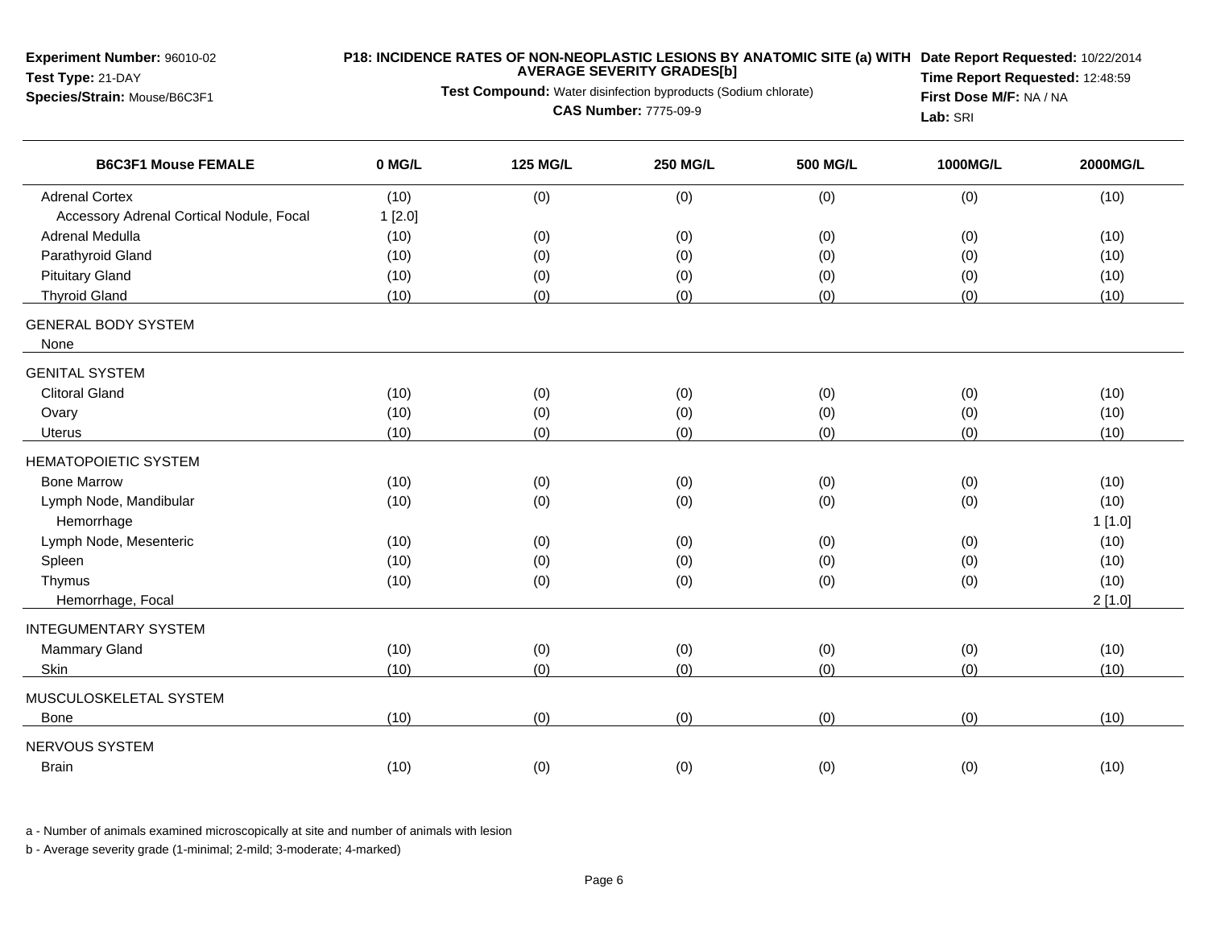**Experiment Number:** 96010-02
**Test Type:** 21-DAY
**Species/Strain:** Mouse/B6C3F1

**P18: INCIDENCE RATES OF NON-NEOPLASTIC LESIONS BY ANATOMIC SITE (a) WITH AVERAGE SEVERITY GRADES[b]**

**Test Compound:** Water disinfection byproducts (Sodium chlorate)

**CAS Number:** 7775-09-9

**Date Report Requested:** 10/22/2014
**Time Report Requested:** 12:48:59
**First Dose M/F:** NA / NA
**Lab:** SRI

| B6C3F1 Mouse FEMALE | 0 MG/L | 125 MG/L | 250 MG/L | 500 MG/L | 1000MG/L | 2000MG/L |
|---|---|---|---|---|---|---|
| Adrenal Cortex | (10) | (0) | (0) | (0) | (0) | (10) |
| Accessory Adrenal Cortical Nodule, Focal | 1 [2.0] | | | | | |
| Adrenal Medulla | (10) | (0) | (0) | (0) | (0) | (10) |
| Parathyroid Gland | (10) | (0) | (0) | (0) | (0) | (10) |
| Pituitary Gland | (10) | (0) | (0) | (0) | (0) | (10) |
| Thyroid Gland | (10) | (0) | (0) | (0) | (0) | (10) |
| GENERAL BODY SYSTEM | | | | | | |
| None | | | | | | |
| GENITAL SYSTEM | | | | | | |
| Clitoral Gland | (10) | (0) | (0) | (0) | (0) | (10) |
| Ovary | (10) | (0) | (0) | (0) | (0) | (10) |
| Uterus | (10) | (0) | (0) | (0) | (0) | (10) |
| HEMATOPOIETIC SYSTEM | | | | | | |
| Bone Marrow | (10) | (0) | (0) | (0) | (0) | (10) |
| Lymph Node, Mandibular | (10) | (0) | (0) | (0) | (0) | (10) |
| Hemorrhage | | | | | | 1 [1.0] |
| Lymph Node, Mesenteric | (10) | (0) | (0) | (0) | (0) | (10) |
| Spleen | (10) | (0) | (0) | (0) | (0) | (10) |
| Thymus | (10) | (0) | (0) | (0) | (0) | (10) |
| Hemorrhage, Focal | | | | | | 2 [1.0] |
| INTEGUMENTARY SYSTEM | | | | | | |
| Mammary Gland | (10) | (0) | (0) | (0) | (0) | (10) |
| Skin | (10) | (0) | (0) | (0) | (0) | (10) |
| MUSCULOSKELETAL SYSTEM | | | | | | |
| Bone | (10) | (0) | (0) | (0) | (0) | (10) |
| NERVOUS SYSTEM | | | | | | |
| Brain | (10) | (0) | (0) | (0) | (0) | (10) |

a - Number of animals examined microscopically at site and number of animals with lesion

b - Average severity grade (1-minimal; 2-mild; 3-moderate; 4-marked)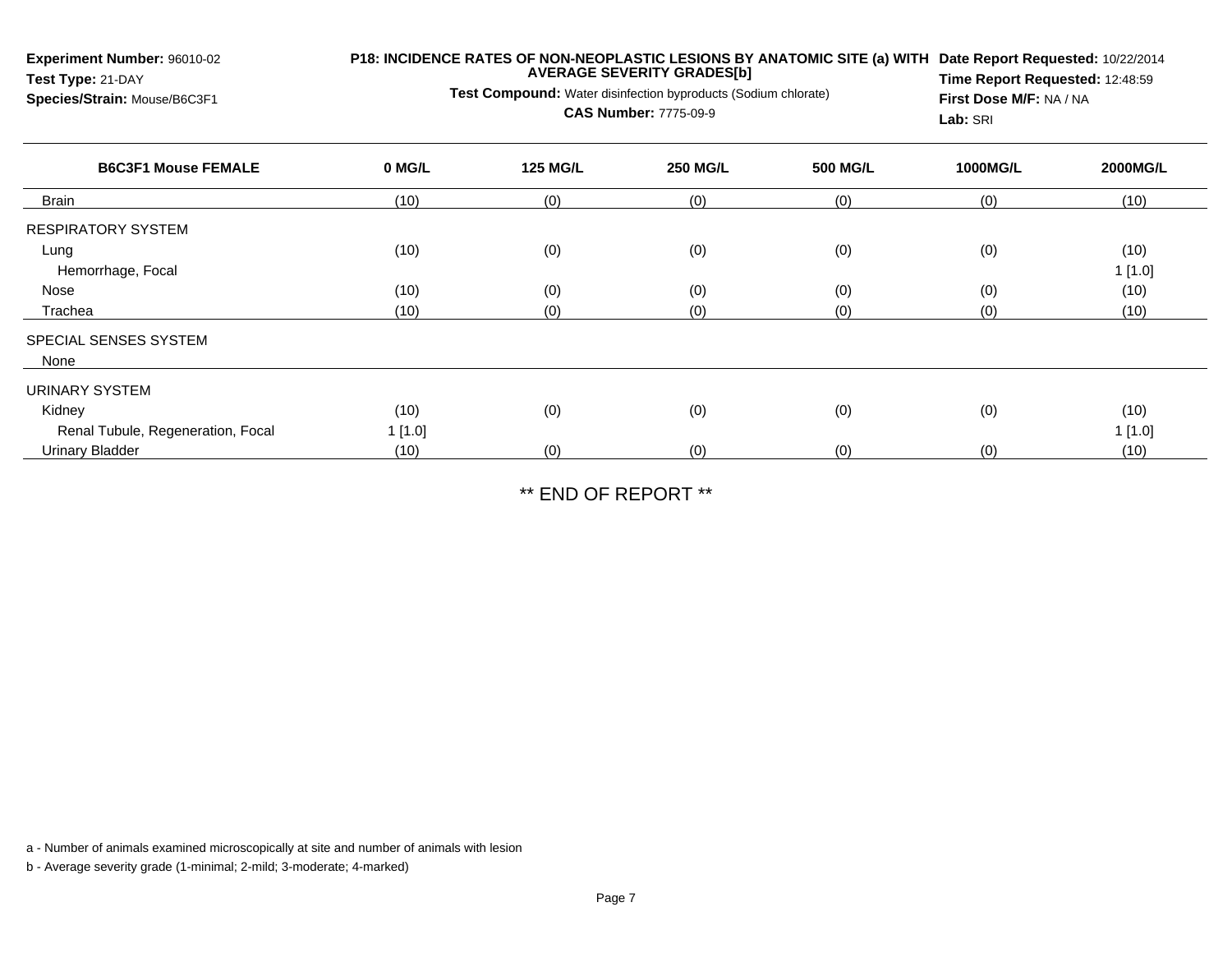**Experiment Number:** 96010-02
**Test Type:** 21-DAY
**Species/Strain:** Mouse/B6C3F1

**P18: INCIDENCE RATES OF NON-NEOPLASTIC LESIONS BY ANATOMIC SITE (a) WITH AVERAGE SEVERITY GRADES[b]**

**Test Compound:** Water disinfection byproducts (Sodium chlorate)
**CAS Number:** 7775-09-9

**Date Report Requested:** 10/22/2014
**Time Report Requested:** 12:48:59
**First Dose M/F:** NA / NA
**Lab:** SRI

| B6C3F1 Mouse FEMALE | 0 MG/L | 125 MG/L | 250 MG/L | 500 MG/L | 1000MG/L | 2000MG/L |
|---|---|---|---|---|---|---|
| Brain | (10) | (0) | (0) | (0) | (0) | (10) |
| RESPIRATORY SYSTEM | | | | | | |
| Lung | (10) | (0) | (0) | (0) | (0) | (10) |
| Hemorrhage, Focal | | | | | | 1 [1.0] |
| Nose | (10) | (0) | (0) | (0) | (0) | (10) |
| Trachea | (10) | (0) | (0) | (0) | (0) | (10) |
| SPECIAL SENSES SYSTEM | | | | | | |
| None | | | | | | |
| URINARY SYSTEM | | | | | | |
| Kidney | (10) | (0) | (0) | (0) | (0) | (10) |
| Renal Tubule, Regeneration, Focal | 1 [1.0] | | | | | 1 [1.0] |
| Urinary Bladder | (10) | (0) | (0) | (0) | (0) | (10) |

** END OF REPORT **

a - Number of animals examined microscopically at site and number of animals with lesion

b - Average severity grade (1-minimal; 2-mild; 3-moderate; 4-marked)